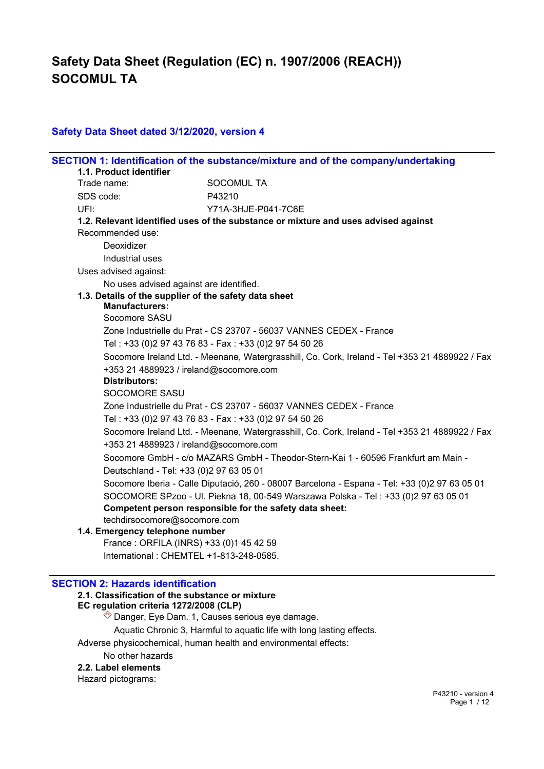# Safety Data Sheet (Regulation (EC) n. 1907/2006 (REACH))
# SOCOMUL TA

## Safety Data Sheet dated 3/12/2020, version 4

## SECTION 1: Identification of the substance/mixture and of the company/undertaking

**1.1. Product identifier**

Trade name: SOCOMUL TA

SDS code: P43210

UFI: Y71A-3HJE-P041-7C6E

**1.2. Relevant identified uses of the substance or mixture and uses advised against**

Recommended use:

Deoxidizer

Industrial uses

Uses advised against:

No uses advised against are identified.

**1.3. Details of the supplier of the safety data sheet**

**Manufacturers:**

Socomore SASU

Zone Industrielle du Prat - CS 23707 - 56037 VANNES CEDEX - France

Tel : +33 (0)2 97 43 76 83 - Fax : +33 (0)2 97 54 50 26

Socomore Ireland Ltd. - Meenane, Watergrasshill, Co. Cork, Ireland - Tel +353 21 4889922 / Fax +353 21 4889923 / ireland@socomore.com

**Distributors:**

SOCOMORE SASU

Zone Industrielle du Prat - CS 23707 - 56037 VANNES CEDEX - France

Tel : +33 (0)2 97 43 76 83 - Fax : +33 (0)2 97 54 50 26

Socomore Ireland Ltd. - Meenane, Watergrasshill, Co. Cork, Ireland - Tel +353 21 4889922 / Fax +353 21 4889923 / ireland@socomore.com

Socomore GmbH - c/o MAZARS GmbH - Theodor-Stern-Kai 1 - 60596 Frankfurt am Main - Deutschland - Tel: +33 (0)2 97 63 05 01

Socomore Iberia - Calle Diputació, 260 - 08007 Barcelona - Espana - Tel: +33 (0)2 97 63 05 01

SOCOMORE SPzoo - Ul. Piekna 18, 00-549 Warszawa Polska - Tel : +33 (0)2 97 63 05 01

**Competent person responsible for the safety data sheet:**

techdirsocomore@socomore.com

**1.4. Emergency telephone number**

France : ORFILA (INRS) +33 (0)1 45 42 59

International : CHEMTEL +1-813-248-0585.

## SECTION 2: Hazards identification

**2.1. Classification of the substance or mixture**

**EC regulation criteria 1272/2008 (CLP)**

Danger, Eye Dam. 1, Causes serious eye damage.

Aquatic Chronic 3, Harmful to aquatic life with long lasting effects.

Adverse physicochemical, human health and environmental effects:

No other hazards

**2.2. Label elements**

Hazard pictograms: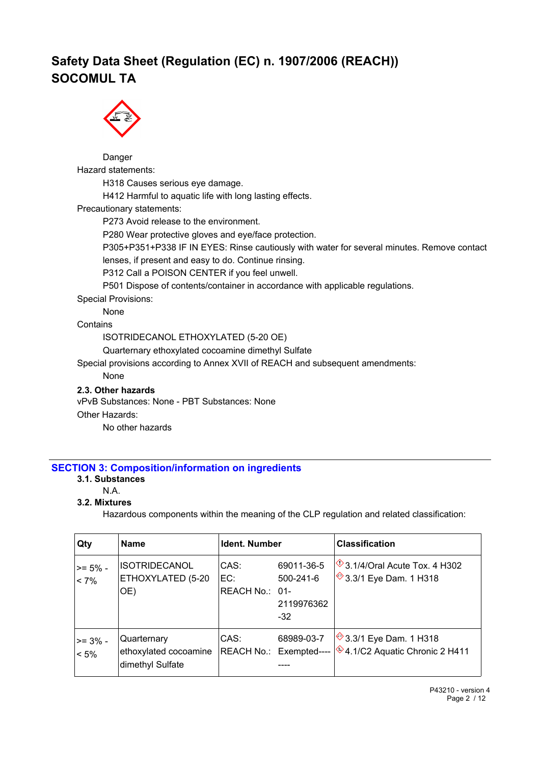# Safety Data Sheet (Regulation (EC) n. 1907/2006 (REACH))
# SOCOMUL TA

Danger

Hazard statements:

H318 Causes serious eye damage.

H412 Harmful to aquatic life with long lasting effects.

Precautionary statements:

P273 Avoid release to the environment.

P280 Wear protective gloves and eye/face protection.

P305+P351+P338 IF IN EYES: Rinse cautiously with water for several minutes. Remove contact lenses, if present and easy to do. Continue rinsing.

P312 Call a POISON CENTER if you feel unwell.

P501 Dispose of contents/container in accordance with applicable regulations.

Special Provisions:

None

Contains

ISOTRIDECANOL ETHOXYLATED (5-20 OE)

Quarternary ethoxylated cocoamine dimethyl Sulfate

Special provisions according to Annex XVII of REACH and subsequent amendments:

None

**2.3. Other hazards**

vPvB Substances: None - PBT Substances: None

Other Hazards:

No other hazards

## SECTION 3: Composition/information on ingredients

**3.1. Substances**

N.A.

**3.2. Mixtures**

Hazardous components within the meaning of the CLP regulation and related classification:

| Qty | Name | Ident. Number | | Classification |
|---|---|---|---|---|
| >= 5% - < 7% | ISOTRIDECANOL ETHOXYLATED (5-20 OE) | CAS:<br>EC:<br>REACH No.: | 69011-36-5<br>500-241-6<br>01-2119976362-32 | 3.1/4/Oral Acute Tox. 4 H302<br>3.3/1 Eye Dam. 1 H318 |
| >= 3% - < 5% | Quarternary ethoxylated cocoamine dimethyl Sulfate | CAS:<br>REACH No.: | 68989-03-7<br>Exempted-------- | 3.3/1 Eye Dam. 1 H318<br>4.1/C2 Aquatic Chronic 2 H411 |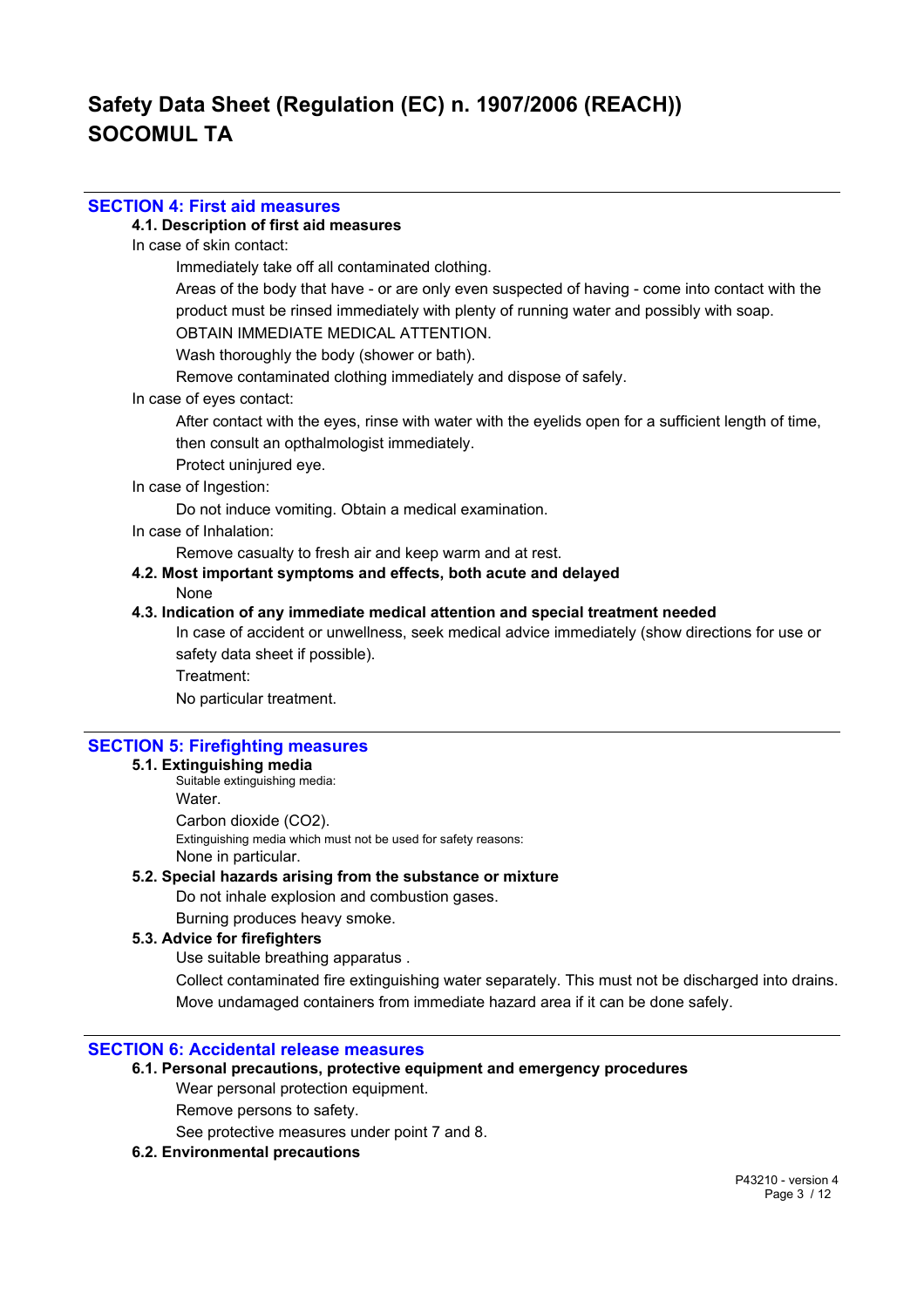# Safety Data Sheet (Regulation (EC) n. 1907/2006 (REACH))
# SOCOMUL TA

## SECTION 4: First aid measures

### 4.1. Description of first aid measures

In case of skin contact:

Immediately take off all contaminated clothing.

Areas of the body that have - or are only even suspected of having - come into contact with the product must be rinsed immediately with plenty of running water and possibly with soap.

OBTAIN IMMEDIATE MEDICAL ATTENTION.

Wash thoroughly the body (shower or bath).

Remove contaminated clothing immediately and dispose of safely.

In case of eyes contact:

After contact with the eyes, rinse with water with the eyelids open for a sufficient length of time, then consult an opthalmologist immediately.

Protect uninjured eye.

In case of Ingestion:

Do not induce vomiting. Obtain a medical examination.

In case of Inhalation:

Remove casualty to fresh air and keep warm and at rest.

### 4.2. Most important symptoms and effects, both acute and delayed

None

### 4.3. Indication of any immediate medical attention and special treatment needed

In case of accident or unwellness, seek medical advice immediately (show directions for use or safety data sheet if possible).

Treatment:

No particular treatment.

## SECTION 5: Firefighting measures

### 5.1. Extinguishing media

Suitable extinguishing media:

Water.

Carbon dioxide ($CO_2$).

Extinguishing media which must not be used for safety reasons:

None in particular.

### 5.2. Special hazards arising from the substance or mixture

Do not inhale explosion and combustion gases.

Burning produces heavy smoke.

### 5.3. Advice for firefighters

Use suitable breathing apparatus .

Collect contaminated fire extinguishing water separately. This must not be discharged into drains.

Move undamaged containers from immediate hazard area if it can be done safely.

## SECTION 6: Accidental release measures

### 6.1. Personal precautions, protective equipment and emergency procedures

Wear personal protection equipment.

Remove persons to safety.

See protective measures under point 7 and 8.

### 6.2. Environmental precautions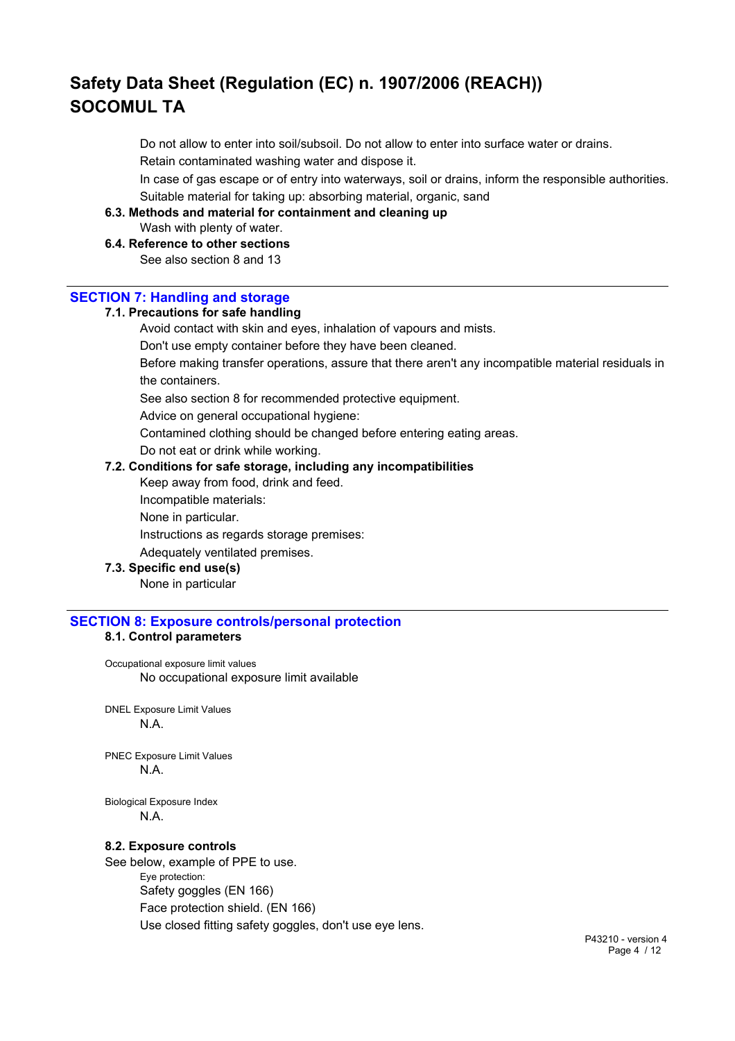Do not allow to enter into soil/subsoil. Do not allow to enter into surface water or drains.

Retain contaminated washing water and dispose it.

In case of gas escape or of entry into waterways, soil or drains, inform the responsible authorities.

Suitable material for taking up: absorbing material, organic, sand

### 6.3. Methods and material for containment and cleaning up

Wash with plenty of water.

### 6.4. Reference to other sections

See also section 8 and 13

## SECTION 7: Handling and storage

### 7.1. Precautions for safe handling

Avoid contact with skin and eyes, inhalation of vapours and mists.

Don't use empty container before they have been cleaned.

Before making transfer operations, assure that there aren't any incompatible material residuals in the containers.

See also section 8 for recommended protective equipment.

Advice on general occupational hygiene:

Contamined clothing should be changed before entering eating areas.

Do not eat or drink while working.

### 7.2. Conditions for safe storage, including any incompatibilities

Keep away from food, drink and feed.

Incompatible materials:

None in particular.

Instructions as regards storage premises:

Adequately ventilated premises.

### 7.3. Specific end use(s)

None in particular

## SECTION 8: Exposure controls/personal protection

### 8.1. Control parameters

Occupational exposure limit values

No occupational exposure limit available

DNEL Exposure Limit Values

N.A.

PNEC Exposure Limit Values

N.A.

Biological Exposure Index

N.A.

### 8.2. Exposure controls

See below, example of PPE to use.

Eye protection:

Safety goggles (EN 166)

Face protection shield. (EN 166)

Use closed fitting safety goggles, don't use eye lens.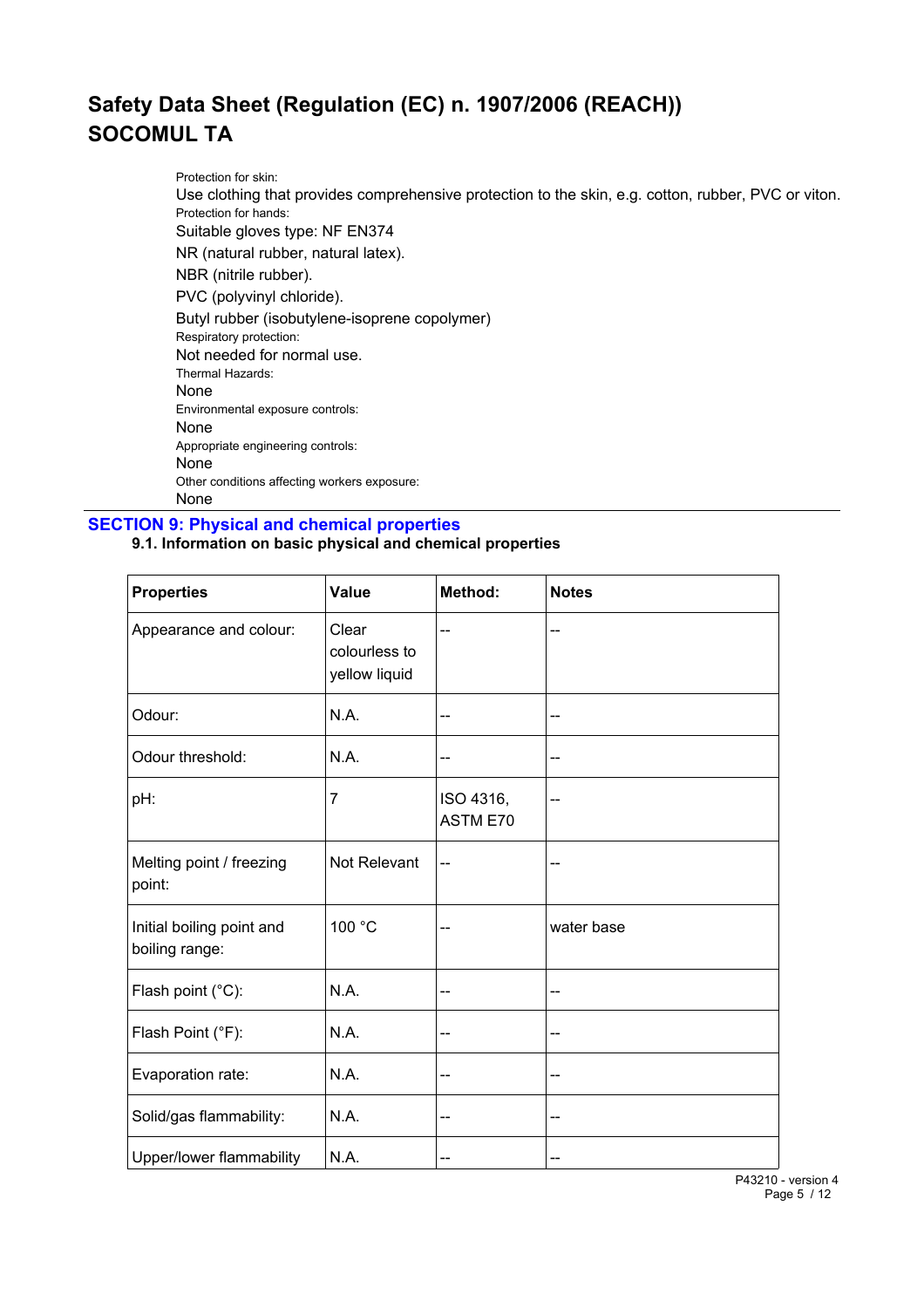Protection for skin:

Use clothing that provides comprehensive protection to the skin, e.g. cotton, rubber, PVC or viton.

Protection for hands:

Suitable gloves type: NF EN374

NR (natural rubber, natural latex).

NBR (nitrile rubber).

PVC (polyvinyl chloride).

Butyl rubber (isobutylene-isoprene copolymer)

Respiratory protection:

Not needed for normal use.

Thermal Hazards:

None

Environmental exposure controls:

None

Appropriate engineering controls:

None

Other conditions affecting workers exposure:

None

## SECTION 9: Physical and chemical properties

### 9.1. Information on basic physical and chemical properties

| Properties | Value | Method: | Notes |
|---|---|---|---|
| Appearance and colour: | Clear colourless to yellow liquid | -- | -- |
| Odour: | N.A. | -- | -- |
| Odour threshold: | N.A. | -- | -- |
| pH: | 7 | ISO 4316, ASTM E70 | -- |
| Melting point / freezing point: | Not Relevant | -- | -- |
| Initial boiling point and boiling range: | 100 °C | -- | water base |
| Flash point (°C): | N.A. | -- | -- |
| Flash Point (°F): | N.A. | -- | -- |
| Evaporation rate: | N.A. | -- | -- |
| Solid/gas flammability: | N.A. | -- | -- |
| Upper/lower flammability | N.A. | -- | -- |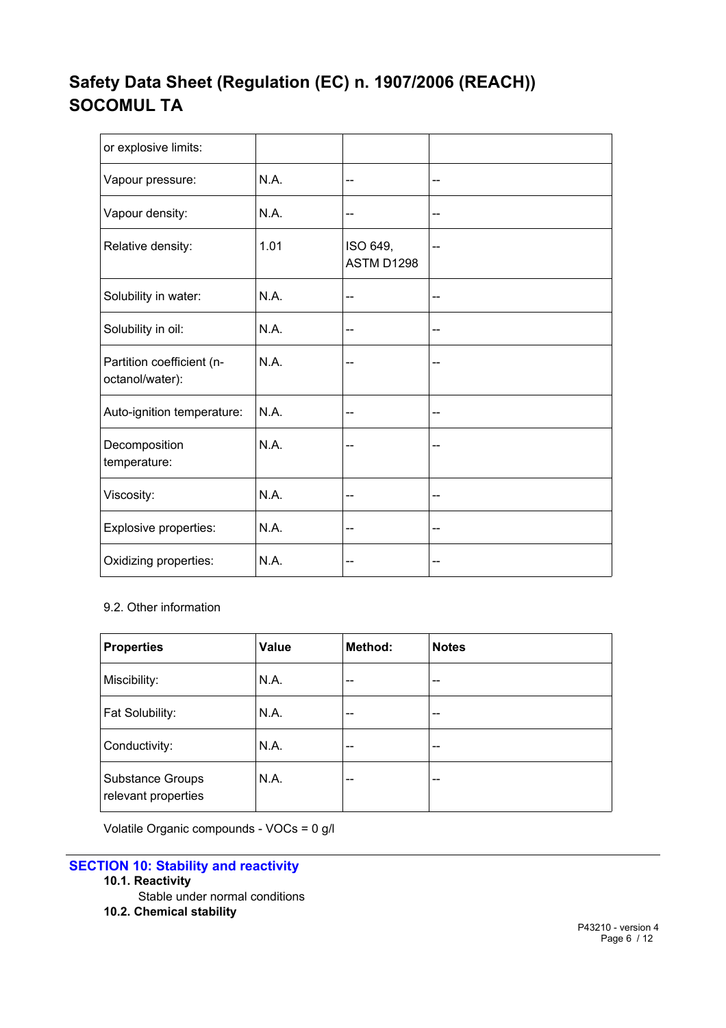| or explosive limits: | | | |
|---|---|---|---|
| Vapour pressure: | N.A. | -- | -- |
| Vapour density: | N.A. | -- | -- |
| Relative density: | 1.01 | ISO 649, ASTM D1298 | -- |
| Solubility in water: | N.A. | -- | -- |
| Solubility in oil: | N.A. | -- | -- |
| Partition coefficient (n-octanol/water): | N.A. | -- | -- |
| Auto-ignition temperature: | N.A. | -- | -- |
| Decomposition temperature: | N.A. | -- | -- |
| Viscosity: | N.A. | -- | -- |
| Explosive properties: | N.A. | -- | -- |
| Oxidizing properties: | N.A. | -- | -- |

9.2. Other information

| Properties | Value | Method: | Notes |
|---|---|---|---|
| Miscibility: | N.A. | -- | -- |
| Fat Solubility: | N.A. | -- | -- |
| Conductivity: | N.A. | -- | -- |
| Substance Groups relevant properties | N.A. | -- | -- |

Volatile Organic compounds - VOCs = 0 g/l

## SECTION 10: Stability and reactivity

**10.1. Reactivity**

Stable under normal conditions

**10.2. Chemical stability**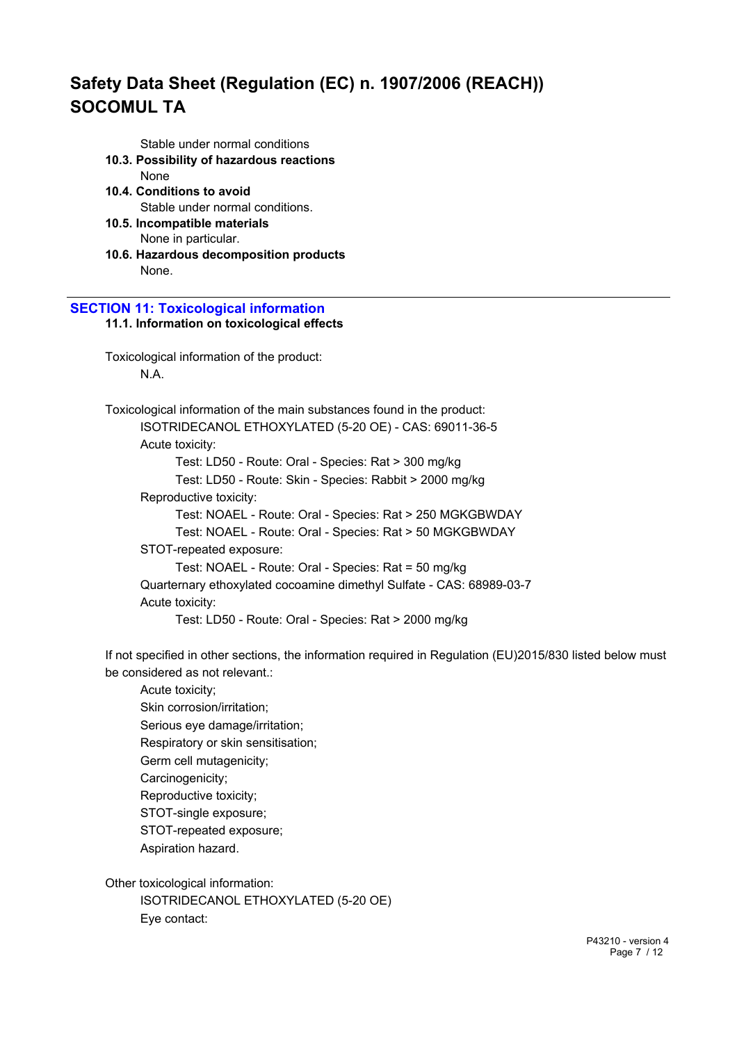Stable under normal conditions

**10.3. Possibility of hazardous reactions**

None

**10.4. Conditions to avoid**

Stable under normal conditions.

**10.5. Incompatible materials**

None in particular.

**10.6. Hazardous decomposition products**

None.

## SECTION 11: Toxicological information

**11.1. Information on toxicological effects**

Toxicological information of the product:

N.A.

Toxicological information of the main substances found in the product:

ISOTRIDECANOL ETHOXYLATED (5-20 OE) - CAS: 69011-36-5

Acute toxicity:

Test: LD50 - Route: Oral - Species: Rat > 300 mg/kg

Test: LD50 - Route: Skin - Species: Rabbit > 2000 mg/kg

Reproductive toxicity:

Test: NOAEL - Route: Oral - Species: Rat > 250 MGKGBWDAY

Test: NOAEL - Route: Oral - Species: Rat > 50 MGKGBWDAY

STOT-repeated exposure:

Test: NOAEL - Route: Oral - Species: Rat = 50 mg/kg

Quarternary ethoxylated cocoamine dimethyl Sulfate - CAS: 68989-03-7

Acute toxicity:

Test: LD50 - Route: Oral - Species: Rat > 2000 mg/kg

If not specified in other sections, the information required in Regulation (EU)2015/830 listed below must be considered as not relevant.:

Acute toxicity;
Skin corrosion/irritation;
Serious eye damage/irritation;
Respiratory or skin sensitisation;
Germ cell mutagenicity;
Carcinogenicity;
Reproductive toxicity;
STOT-single exposure;
STOT-repeated exposure;
Aspiration hazard.

Other toxicological information:

ISOTRIDECANOL ETHOXYLATED (5-20 OE)

Eye contact: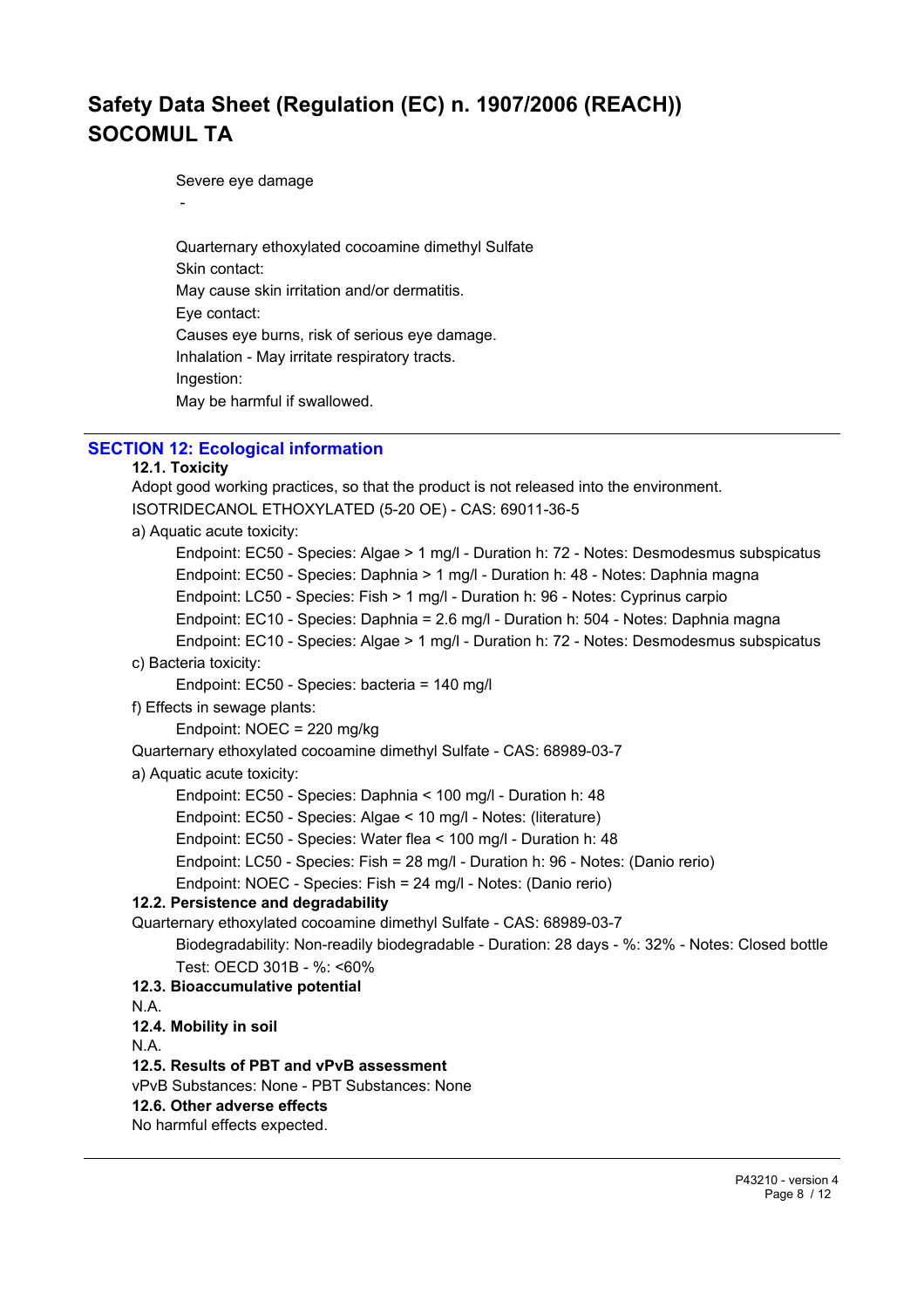Severe eye damage

-

Quarternary ethoxylated cocoamine dimethyl Sulfate

Skin contact:

May cause skin irritation and/or dermatitis.

Eye contact:

Causes eye burns, risk of serious eye damage.

Inhalation - May irritate respiratory tracts.

Ingestion:

May be harmful if swallowed.

## SECTION 12: Ecological information

**12.1. Toxicity**

Adopt good working practices, so that the product is not released into the environment.

ISOTRIDECANOL ETHOXYLATED (5-20 OE) - CAS: 69011-36-5

a) Aquatic acute toxicity:

Endpoint: EC50 - Species: Algae > 1 mg/l - Duration h: 72 - Notes: Desmodesmus subspicatus

Endpoint: EC50 - Species: Daphnia > 1 mg/l - Duration h: 48 - Notes: Daphnia magna

Endpoint: LC50 - Species: Fish > 1 mg/l - Duration h: 96 - Notes: Cyprinus carpio

Endpoint: EC10 - Species: Daphnia = 2.6 mg/l - Duration h: 504 - Notes: Daphnia magna

Endpoint: EC10 - Species: Algae > 1 mg/l - Duration h: 72 - Notes: Desmodesmus subspicatus

c) Bacteria toxicity:

Endpoint: EC50 - Species: bacteria = 140 mg/l

f) Effects in sewage plants:

Endpoint: NOEC = 220 mg/kg

Quarternary ethoxylated cocoamine dimethyl Sulfate - CAS: 68989-03-7

a) Aquatic acute toxicity:

Endpoint: EC50 - Species: Daphnia < 100 mg/l - Duration h: 48

Endpoint: EC50 - Species: Algae < 10 mg/l - Notes: (literature)

Endpoint: EC50 - Species: Water flea < 100 mg/l - Duration h: 48

Endpoint: LC50 - Species: Fish = 28 mg/l - Duration h: 96 - Notes: (Danio rerio)

Endpoint: NOEC - Species: Fish = 24 mg/l - Notes: (Danio rerio)

**12.2. Persistence and degradability**

Quarternary ethoxylated cocoamine dimethyl Sulfate - CAS: 68989-03-7

Biodegradability: Non-readily biodegradable - Duration: 28 days - %: 32% - Notes: Closed bottle Test: OECD 301B - %: <60%

**12.3. Bioaccumulative potential**

N.A.

**12.4. Mobility in soil**

N.A.

**12.5. Results of PBT and vPvB assessment**

vPvB Substances: None - PBT Substances: None

**12.6. Other adverse effects**

No harmful effects expected.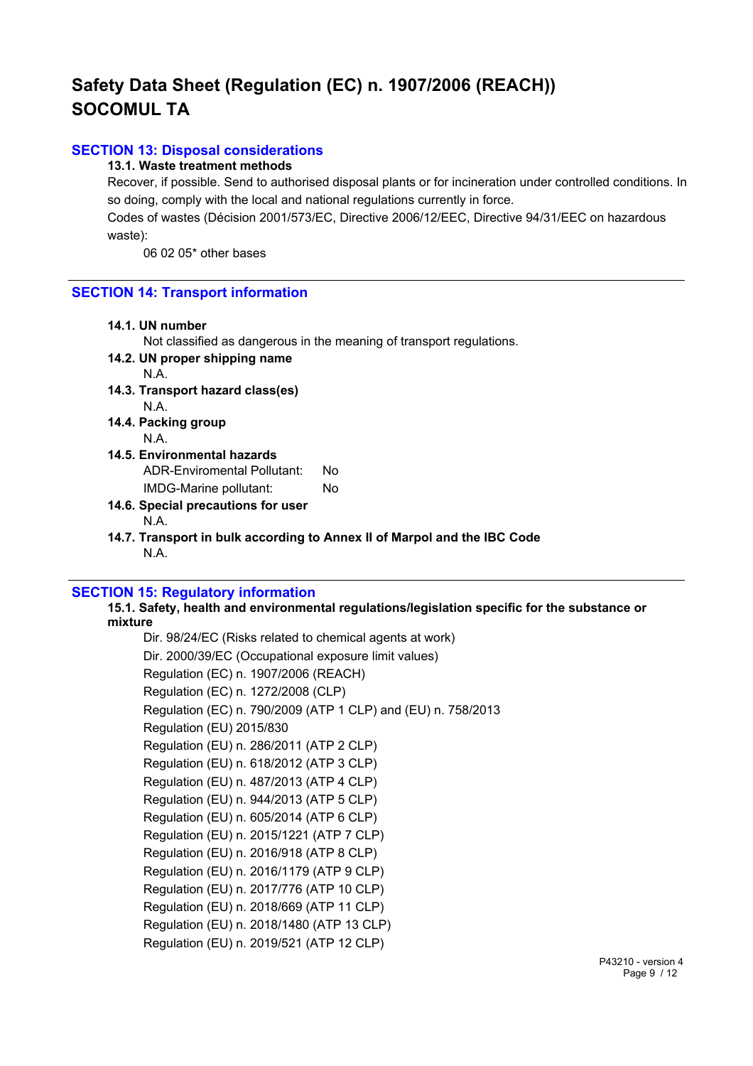# Safety Data Sheet (Regulation (EC) n. 1907/2006 (REACH))
# SOCOMUL TA

## SECTION 13: Disposal considerations

### 13.1. Waste treatment methods

Recover, if possible. Send to authorised disposal plants or for incineration under controlled conditions. In so doing, comply with the local and national regulations currently in force.

Codes of wastes (Décision 2001/573/EC, Directive 2006/12/EEC, Directive 94/31/EEC on hazardous waste):

06 02 05* other bases

## SECTION 14: Transport information

### 14.1. UN number

Not classified as dangerous in the meaning of transport regulations.

### 14.2. UN proper shipping name

N.A.

### 14.3. Transport hazard class(es)

N.A.

### 14.4. Packing group

N.A.

### 14.5. Environmental hazards

ADR-Enviromental Pollutant: No

IMDG-Marine pollutant: No

### 14.6. Special precautions for user

N.A.

### 14.7. Transport in bulk according to Annex II of Marpol and the IBC Code

N.A.

## SECTION 15: Regulatory information

### 15.1. Safety, health and environmental regulations/legislation specific for the substance or mixture

Dir. 98/24/EC (Risks related to chemical agents at work)
Dir. 2000/39/EC (Occupational exposure limit values)
Regulation (EC) n. 1907/2006 (REACH)
Regulation (EC) n. 1272/2008 (CLP)
Regulation (EC) n. 790/2009 (ATP 1 CLP) and (EU) n. 758/2013
Regulation (EU) 2015/830
Regulation (EU) n. 286/2011 (ATP 2 CLP)
Regulation (EU) n. 618/2012 (ATP 3 CLP)
Regulation (EU) n. 487/2013 (ATP 4 CLP)
Regulation (EU) n. 944/2013 (ATP 5 CLP)
Regulation (EU) n. 605/2014 (ATP 6 CLP)
Regulation (EU) n. 2015/1221 (ATP 7 CLP)
Regulation (EU) n. 2016/918 (ATP 8 CLP)
Regulation (EU) n. 2016/1179 (ATP 9 CLP)
Regulation (EU) n. 2017/776 (ATP 10 CLP)
Regulation (EU) n. 2018/669 (ATP 11 CLP)
Regulation (EU) n. 2018/1480 (ATP 13 CLP)
Regulation (EU) n. 2019/521 (ATP 12 CLP)

P43210 - version 4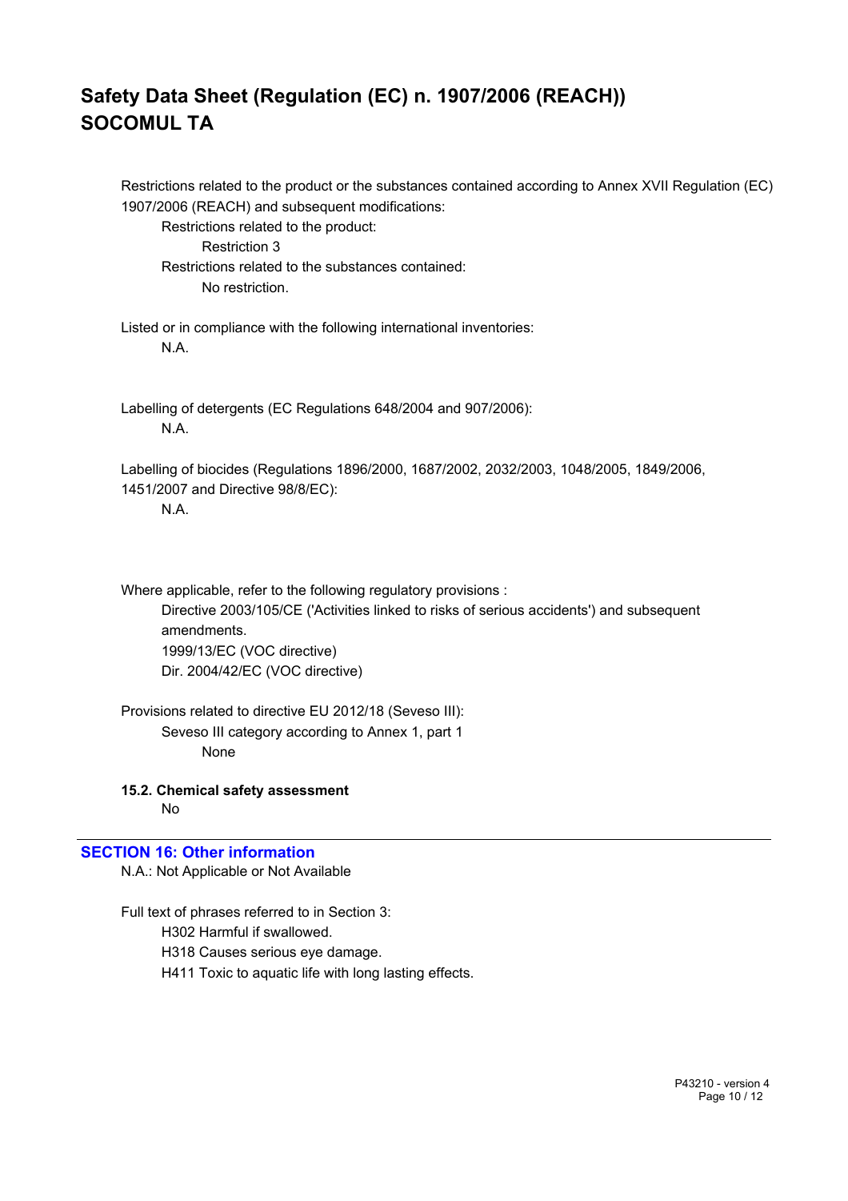Restrictions related to the product or the substances contained according to Annex XVII Regulation (EC) 1907/2006 (REACH) and subsequent modifications:

Restrictions related to the product:

Restriction 3

Restrictions related to the substances contained:

No restriction.

Listed or in compliance with the following international inventories:

N.A.

Labelling of detergents (EC Regulations 648/2004 and 907/2006):

N.A.

Labelling of biocides (Regulations 1896/2000, 1687/2002, 2032/2003, 1048/2005, 1849/2006, 1451/2007 and Directive 98/8/EC):

N.A.

Where applicable, refer to the following regulatory provisions :

Directive 2003/105/CE ('Activities linked to risks of serious accidents') and subsequent amendments.

1999/13/EC (VOC directive)

Dir. 2004/42/EC (VOC directive)

Provisions related to directive EU 2012/18 (Seveso III):

Seveso III category according to Annex 1, part 1

None

**15.2. Chemical safety assessment**

No

## SECTION 16: Other information

N.A.: Not Applicable or Not Available

Full text of phrases referred to in Section 3:

H302 Harmful if swallowed.

H318 Causes serious eye damage.

H411 Toxic to aquatic life with long lasting effects.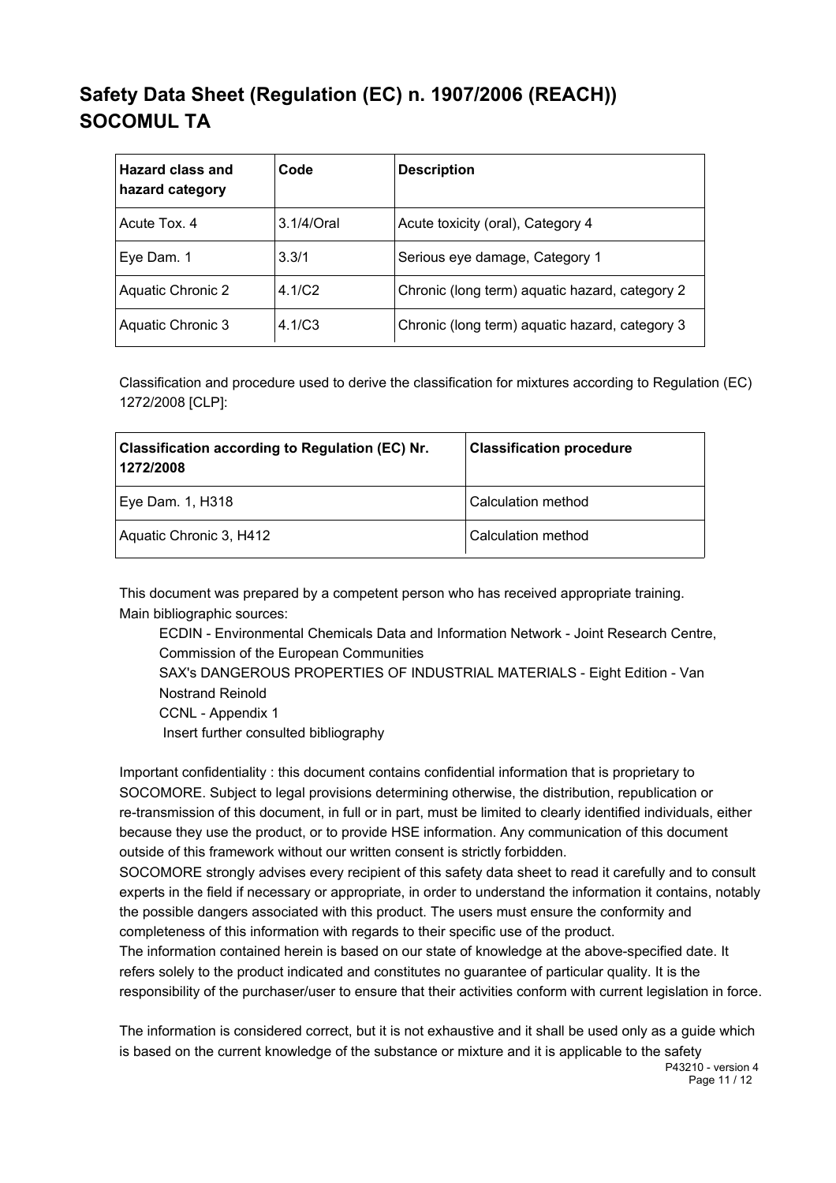# Safety Data Sheet (Regulation (EC) n. 1907/2006 (REACH))
# SOCOMUL TA

| Hazard class and hazard category | Code | Description |
|---|---|---|
| Acute Tox. 4 | 3.1/4/Oral | Acute toxicity (oral), Category 4 |
| Eye Dam. 1 | 3.3/1 | Serious eye damage, Category 1 |
| Aquatic Chronic 2 | 4.1/C2 | Chronic (long term) aquatic hazard, category 2 |
| Aquatic Chronic 3 | 4.1/C3 | Chronic (long term) aquatic hazard, category 3 |

Classification and procedure used to derive the classification for mixtures according to Regulation (EC) 1272/2008 [CLP]:

| Classification according to Regulation (EC) Nr. 1272/2008 | Classification procedure |
|---|---|
| Eye Dam. 1, H318 | Calculation method |
| Aquatic Chronic 3, H412 | Calculation method |

This document was prepared by a competent person who has received appropriate training.
Main bibliographic sources:

ECDIN - Environmental Chemicals Data and Information Network - Joint Research Centre, Commission of the European Communities
SAX's DANGEROUS PROPERTIES OF INDUSTRIAL MATERIALS - Eight Edition - Van Nostrand Reinold
CCNL - Appendix 1
Insert further consulted bibliography

Important confidentiality : this document contains confidential information that is proprietary to SOCOMORE. Subject to legal provisions determining otherwise, the distribution, republication or re-transmission of this document, in full or in part, must be limited to clearly identified individuals, either because they use the product, or to provide HSE information. Any communication of this document outside of this framework without our written consent is strictly forbidden.
SOCOMORE strongly advises every recipient of this safety data sheet to read it carefully and to consult experts in the field if necessary or appropriate, in order to understand the information it contains, notably the possible dangers associated with this product. The users must ensure the conformity and completeness of this information with regards to their specific use of the product.
The information contained herein is based on our state of knowledge at the above-specified date. It refers solely to the product indicated and constitutes no guarantee of particular quality. It is the responsibility of the purchaser/user to ensure that their activities conform with current legislation in force.

The information is considered correct, but it is not exhaustive and it shall be used only as a guide which is based on the current knowledge of the substance or mixture and it is applicable to the safety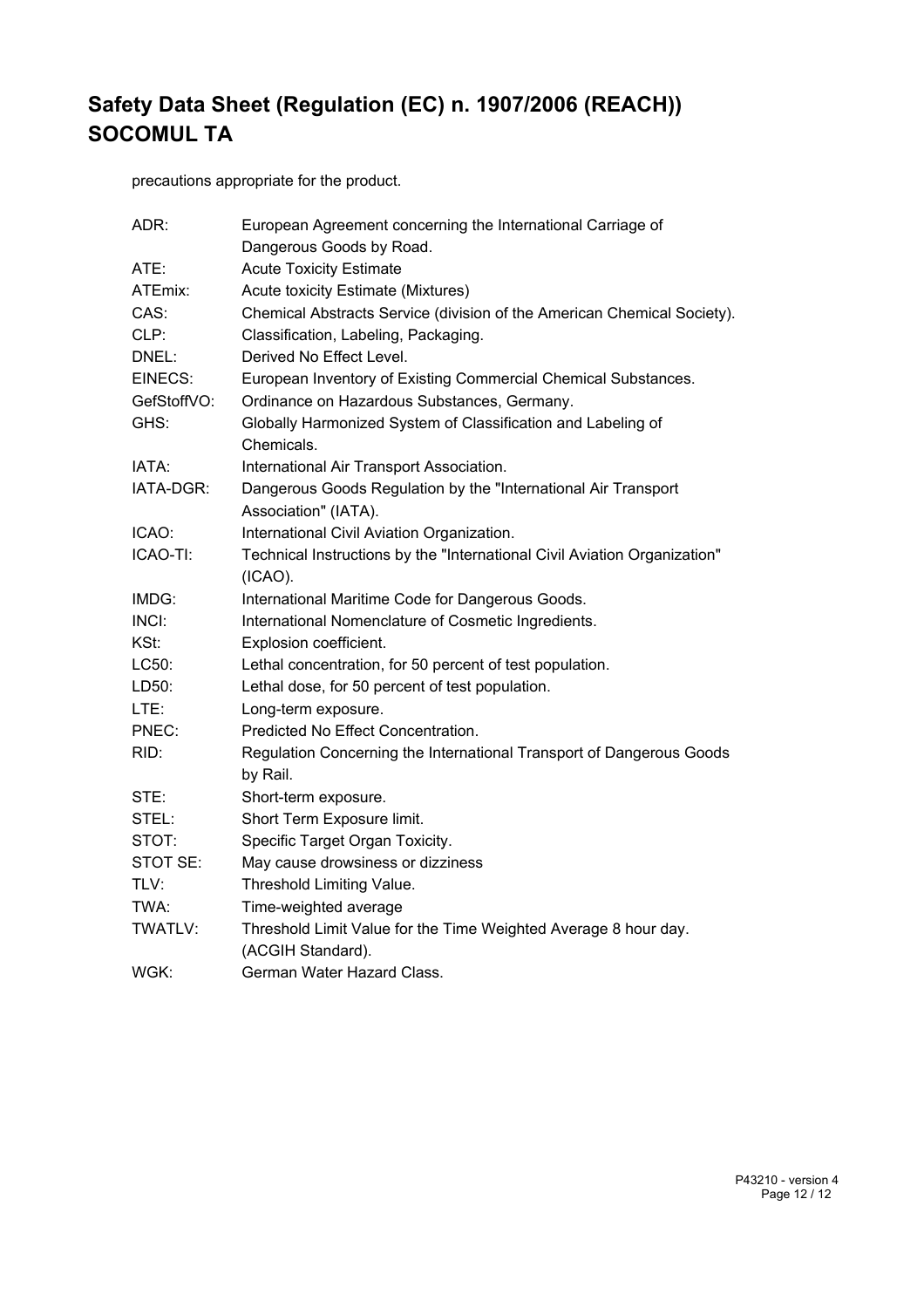precautions appropriate for the product.

| | |
|---|---|
| ADR: | European Agreement concerning the International Carriage of Dangerous Goods by Road. |
| ATE: | Acute Toxicity Estimate |
| ATEmix: | Acute toxicity Estimate (Mixtures) |
| CAS: | Chemical Abstracts Service (division of the American Chemical Society). |
| CLP: | Classification, Labeling, Packaging. |
| DNEL: | Derived No Effect Level. |
| EINECS: | European Inventory of Existing Commercial Chemical Substances. |
| GefStoffVO: | Ordinance on Hazardous Substances, Germany. |
| GHS: | Globally Harmonized System of Classification and Labeling of Chemicals. |
| IATA: | International Air Transport Association. |
| IATA-DGR: | Dangerous Goods Regulation by the "International Air Transport Association" (IATA). |
| ICAO: | International Civil Aviation Organization. |
| ICAO-TI: | Technical Instructions by the "International Civil Aviation Organization" (ICAO). |
| IMDG: | International Maritime Code for Dangerous Goods. |
| INCI: | International Nomenclature of Cosmetic Ingredients. |
| KSt: | Explosion coefficient. |
| LC50: | Lethal concentration, for 50 percent of test population. |
| LD50: | Lethal dose, for 50 percent of test population. |
| LTE: | Long-term exposure. |
| PNEC: | Predicted No Effect Concentration. |
| RID: | Regulation Concerning the International Transport of Dangerous Goods by Rail. |
| STE: | Short-term exposure. |
| STEL: | Short Term Exposure limit. |
| STOT: | Specific Target Organ Toxicity. |
| STOT SE: | May cause drowsiness or dizziness |
| TLV: | Threshold Limiting Value. |
| TWA: | Time-weighted average |
| TWATLV: | Threshold Limit Value for the Time Weighted Average 8 hour day. (ACGIH Standard). |
| WGK: | German Water Hazard Class. |